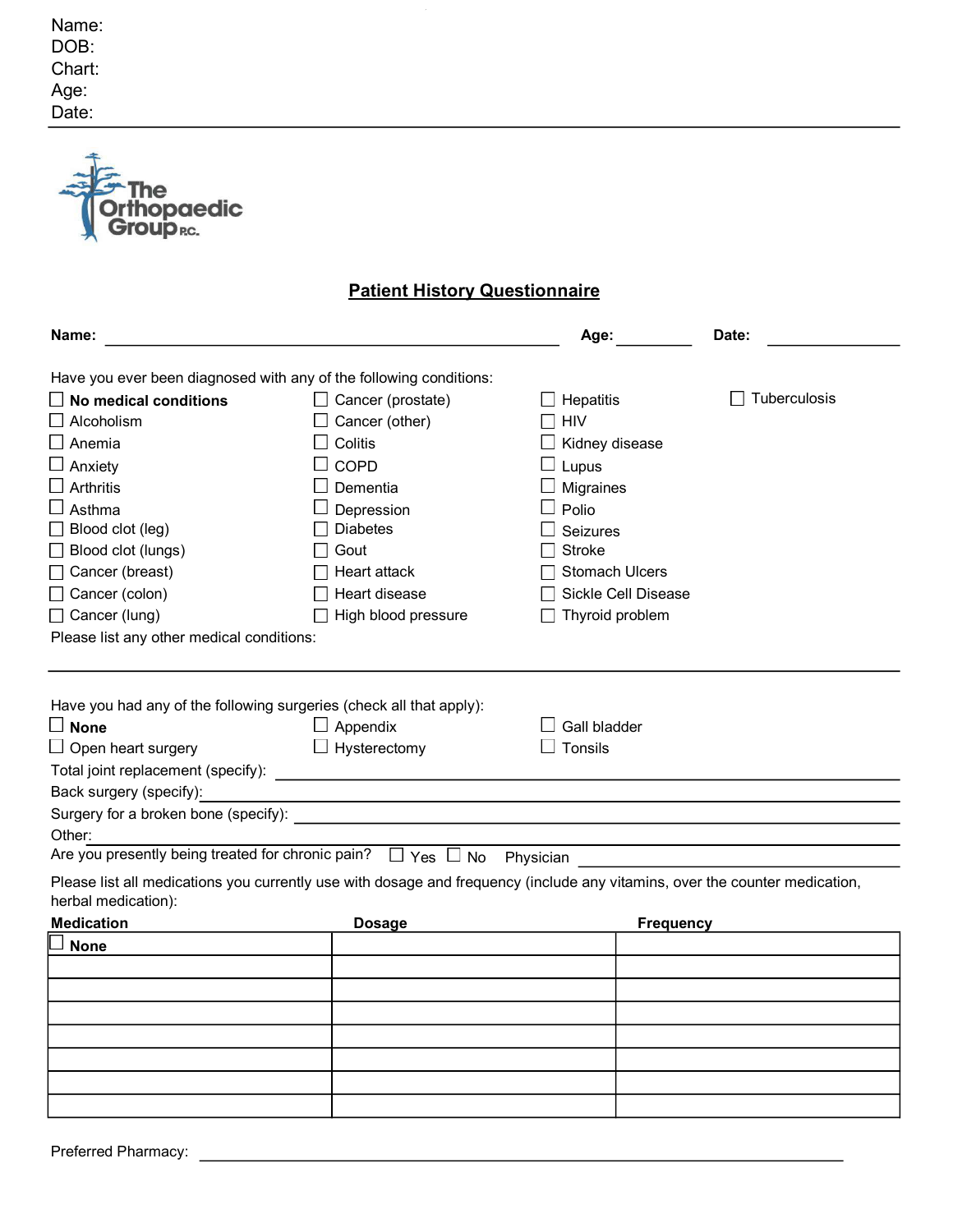Name:
DOB:
Chart:
Age:
Date:

---

The Orthopaedic Group P.C.

## Patient History Questionnaire

**Name:** ______________________ **Age:** ________ **Date:** ________

Have you ever been diagnosed with any of the following conditions:

- ☐ **No medical conditions**
- ☐ Alcoholism
- ☐ Anemia
- ☐ Anxiety
- ☐ Arthritis
- ☐ Asthma
- ☐ Blood clot (leg)
- ☐ Blood clot (lungs)
- ☐ Cancer (breast)
- ☐ Cancer (colon)
- ☐ Cancer (lung)
- ☐ Cancer (prostate)
- ☐ Cancer (other)
- ☐ Colitis
- ☐ COPD
- ☐ Dementia
- ☐ Depression
- ☐ Diabetes
- ☐ Gout
- ☐ Heart attack
- ☐ Heart disease
- ☐ High blood pressure
- ☐ Hepatitis
- ☐ HIV
- ☐ Kidney disease
- ☐ Lupus
- ☐ Migraines
- ☐ Polio
- ☐ Seizures
- ☐ Stroke
- ☐ Stomach Ulcers
- ☐ Sickle Cell Disease
- ☐ Thyroid problem
- ☐ Tuberculosis

Please list any other medical conditions:

---

Have you had any of the following surgeries (check all that apply):

- ☐ **None**
- ☐ Open heart surgery
- ☐ Appendix
- ☐ Hysterectomy
- ☐ Gall bladder
- ☐ Tonsils

Total joint replacement (specify): ______________________

Back surgery (specify): ______________________

Surgery for a broken bone (specify): ______________________

Other: ______________________

Are you presently being treated for chronic pain? ☐ Yes ☐ No Physician ______________________

Please list medications you currently use with dosage and frequency (include any vitamins, over the counter medication, herbal medication):

| Medication | Dosage | Frequency |
|---|---|---|
| ☐ **None** | | |
| | | |
| | | |
| | | |
| | | |
| | | |
| | | |
| | | |

Preferred Pharmacy: ______________________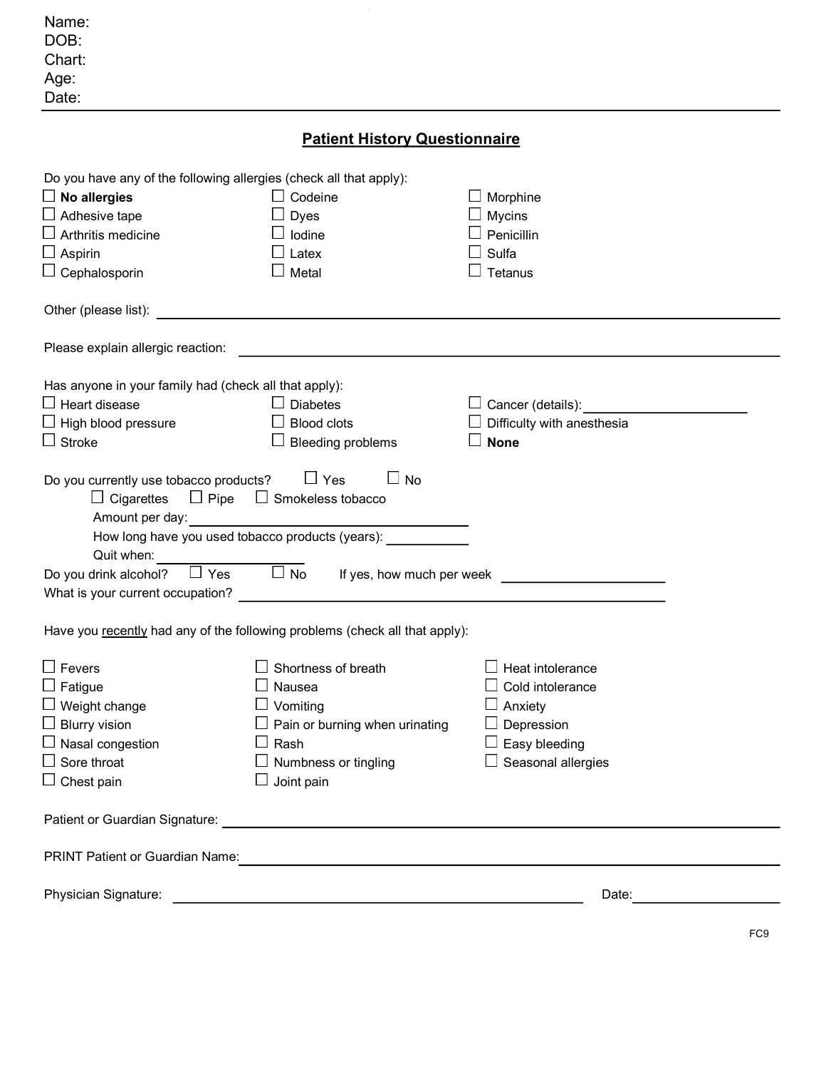Name:
DOB:
Chart:
Age:
Date:

## Patient History Questionnaire

Do you have any of the following allergies (check all that apply):

| | | |
|---|---|---|
| ☐ **No allergies** | ☐ Codeine | ☐ Morphine |
| ☐ Adhesive tape | ☐ Dyes | ☐ Mycins |
| ☐ Arthritis medicine | ☐ Iodine | ☐ Penicillin |
| ☐ Aspirin | ☐ Latex | ☐ Sulfa |
| ☐ Cephalosporin | ☐ Metal | ☐ Tetanus |

Other (please list): ______________________________

Please explain allergic reaction: ______________________________

Has anyone in your family had (check all that apply):

| | | |
|---|---|---|
| ☐ Heart disease | ☐ Diabetes | ☐ Cancer (details): ____________ |
| ☐ High blood pressure | ☐ Blood clots | ☐ Difficulty with anesthesia |
| ☐ Stroke | ☐ Bleeding problems | ☐ **None** |

Do you currently use tobacco products? ☐ Yes ☐ No

☐ Cigarettes ☐ Pipe ☐ Smokeless tobacco

Amount per day: ______________________________

How long have you used tobacco products (years): ____________

Quit when: ______________

Do you drink alcohol? ☐ Yes ☐ No If yes, how much per week ______________

What is your current occupation? ______________________________

Have you recently had any of the following problems (check all that apply):

| | | |
|---|---|---|
| ☐ Fevers | ☐ Shortness of breath | ☐ Heat intolerance |
| ☐ Fatigue | ☐ Nausea | ☐ Cold intolerance |
| ☐ Weight change | ☐ Vomiting | ☐ Anxiety |
| ☐ Blurry vision | ☐ Pain or burning when urinating | ☐ Depression |
| ☐ Nasal congestion | ☐ Rash | ☐ Easy bleeding |
| ☐ Sore throat | ☐ Numbness or tingling | ☐ Seasonal allergies |
| ☐ Chest pain | ☐ Joint pain | |

Patient or Guardian Signature: ______________________________

PRINT Patient or Guardian Name: ______________________________

Physician Signature: ______________________________ Date: ______________

FC9